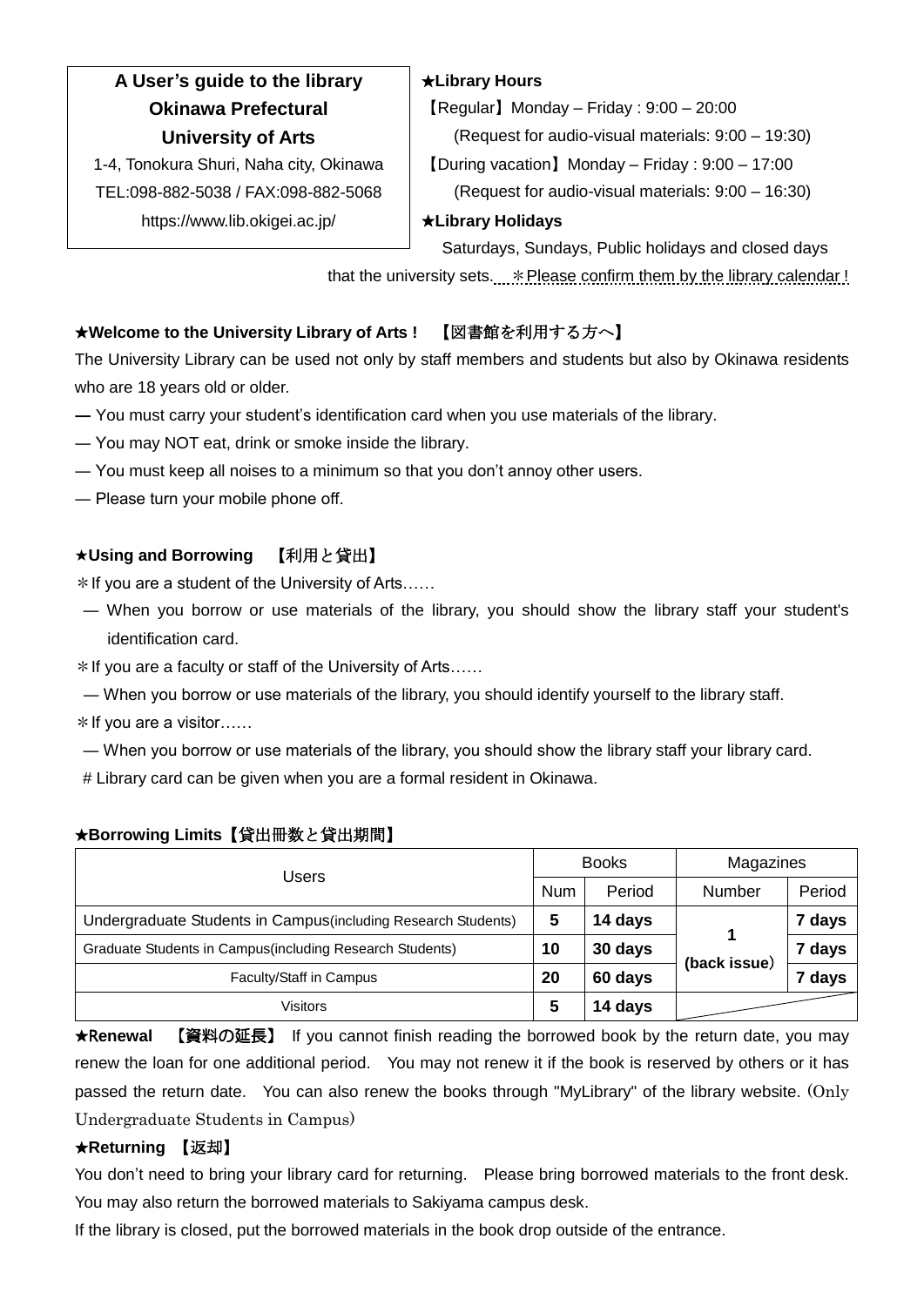**A User's guide to the library**
**Okinawa Prefectural**
**University of Arts**

1-4, Tonokura Shuri, Naha city, Okinawa
TEL:098-882-5038 / FAX:098-882-5068
https://www.lib.okigei.ac.jp/

**★Library Hours**

【Regular】Monday – Friday : 9:00 – 20:00
(Request for audio-visual materials: 9:00 – 19:30)
【During vacation】Monday – Friday : 9:00 – 17:00
(Request for audio-visual materials: 9:00 – 16:30)

**★Library Holidays**

Saturdays, Sundays, Public holidays and closed days that the university sets. ＊Please confirm them by the library calendar !

**★Welcome to the University Library of Arts ! 【図書館を利用する方へ】**

The University Library can be used not only by staff members and students but also by Okinawa residents who are 18 years old or older.

— You must carry your student's identification card when you use materials of the library.
— You may NOT eat, drink or smoke inside the library.
— You must keep all noises to a minimum so that you don't annoy other users.
— Please turn your mobile phone off.

**★Using and Borrowing 【利用と貸出】**

＊If you are a student of the University of Arts……
— When you borrow or use materials of the library, you should show the library staff your student's identification card.

＊If you are a faculty or staff of the University of Arts……
— When you borrow or use materials of the library, you should identify yourself to the library staff.

＊If you are a visitor……
— When you borrow or use materials of the library, you should show the library staff your library card.
# Library card can be given when you are a formal resident in Okinawa.

**★Borrowing Limits【貸出冊数と貸出期間】**

| Users | Books | | Magazines | |
|---|---|---|---|---|
| | Num | Period | Number | Period |
| Undergraduate Students in Campus(including Research Students) | **5** | **14 days** | **1 (back issue)** | **7 days** |
| Graduate Students in Campus(including Research Students) | **10** | **30 days** | | **7 days** |
| Faculty/Staff in Campus | **20** | **60 days** | | **7 days** |
| Visitors | **5** | **14 days** | | |

**★Renewal 【資料の延長】** If you cannot finish reading the borrowed book by the return date, you may renew the loan for one additional period. You may not renew it if the book is reserved by others or it has passed the return date. You can also renew the books through "MyLibrary" of the library website. (Only Undergraduate Students in Campus)

**★Returning 【返却】**

You don't need to bring your library card for returning. Please bring borrowed materials to the front desk. You may also return the borrowed materials to Sakiyama campus desk.

If the library is closed, put the borrowed materials in the book drop outside of the entrance.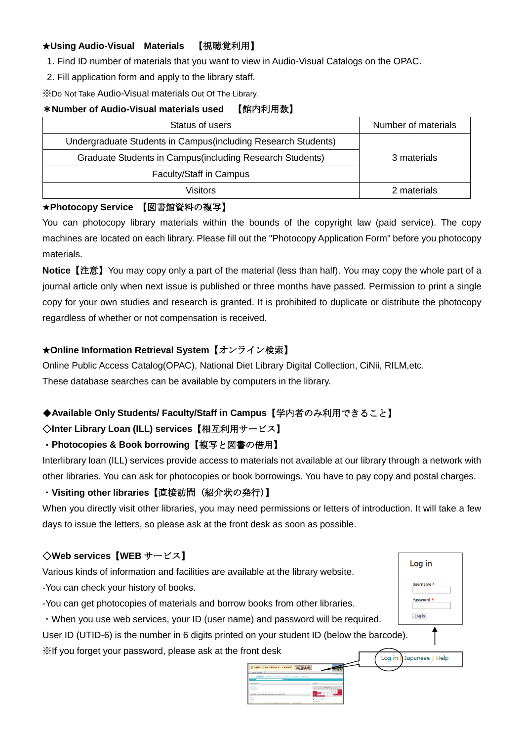**★Using Audio-Visual Materials 【視聴覚利用】**

1. Find ID number of materials that you want to view in Audio-Visual Catalogs on the OPAC.
2. Fill application form and apply to the library staff.

※Do Not Take Audio-Visual materials Out Of The Library.

**＊Number of Audio-Visual materials used 【館内利用数】**

| Status of users | Number of materials |
|---|---|
| Undergraduate Students in Campus(including Research Students) | 3 materials |
| Graduate Students in Campus(including Research Students) | |
| Faculty/Staff in Campus | |
| Visitors | 2 materials |

**★Photocopy Service 【図書館資料の複写】**

You can photocopy library materials within the bounds of the copyright law (paid service). The copy machines are located on each library. Please fill out the "Photocopy Application Form" before you photocopy materials.

**Notice**【注意】You may copy only a part of the material (less than half). You may copy the whole part of a journal article only when next issue is published or three months have passed. Permission to print a single copy for your own studies and research is granted. It is prohibited to duplicate or distribute the photocopy regardless of whether or not compensation is received.

**★Online Information Retrieval System【オンライン検索】**

Online Public Access Catalog(OPAC), National Diet Library Digital Collection, CiNii, RILM,etc.
These database searches can be available by computers in the library.

**◆Available Only Students/ Faculty/Staff in Campus【学内者のみ利用できること】**

**◇Inter Library Loan (ILL) services【相互利用サービス】**

**・Photocopies & Book borrowing【複写と図書の借用】**

Interlibrary loan (ILL) services provide access to materials not available at our library through a network with other libraries. You can ask for photocopies or book borrowings. You have to pay copy and postal charges.

**・Visiting other libraries【直接訪問（紹介状の発行）】**

When you directly visit other libraries, you may need permissions or letters of introduction. It will take a few days to issue the letters, so please ask at the front desk as soon as possible.

**◇Web services【WEB サービス】**

Various kinds of information and facilities are available at the library website.

-You can check your history of books.

-You can get photocopies of materials and borrow books from other libraries.

・When you use web services, your ID (user name) and password will be required.

User ID (UTID-6) is the number in 6 digits printed on your student ID (below the barcode).

※If you forget your password, please ask at the front desk

Log in
Username *
Password *
Log in

Log in | Japanese | Help